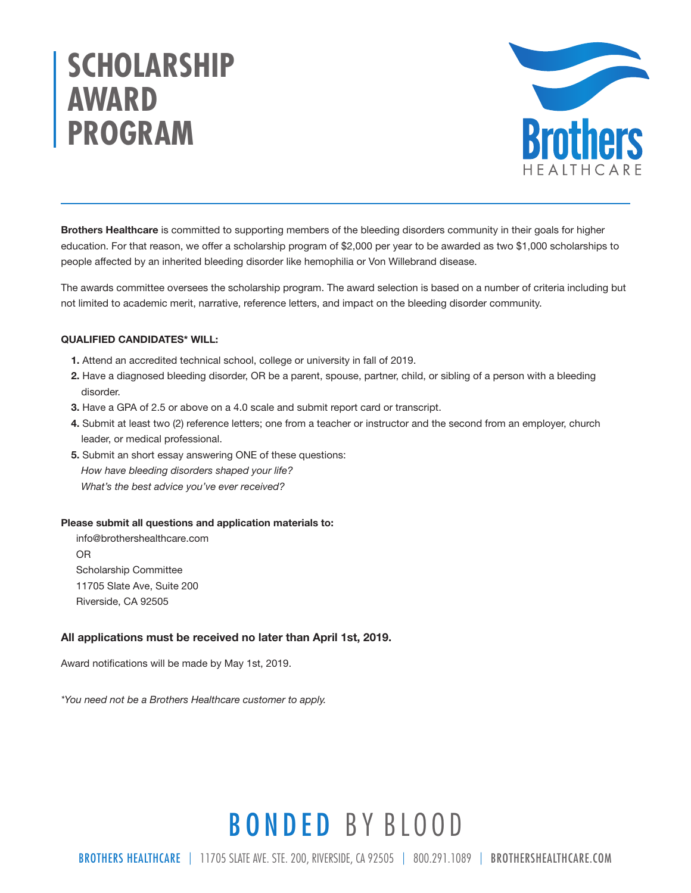# SCHOLARSHIP AWARD PROGRAM

Brothers HEALTHCARE

**Brothers Healthcare** is committed to supporting members of the bleeding disorders community in their goals for higher education. For that reason, we offer a scholarship program of $2,000 per year to be awarded as two $1,000 scholarships to people affected by an inherited bleeding disorder like hemophilia or Von Willebrand disease.

The awards committee oversees the scholarship program. The award selection is based on a number of criteria including but not limited to academic merit, narrative, reference letters, and impact on the bleeding disorder community.

**QUALIFIED CANDIDATES\* WILL:**

1. Attend an accredited technical school, college or university in fall of 2019.
2. Have a diagnosed bleeding disorder, OR be a parent, spouse, partner, child, or sibling of a person with a bleeding disorder.
3. Have a GPA of 2.5 or above on a 4.0 scale and submit report card or transcript.
4. Submit at least two (2) reference letters; one from a teacher or instructor and the second from an employer, church leader, or medical professional.
5. Submit an short essay answering ONE of these questions:
   *How have bleeding disorders shaped your life?*
   *What's the best advice you've ever received?*

**Please submit all questions and application materials to:**

info@brothershealthcare.com
OR
Scholarship Committee
11705 Slate Ave, Suite 200
Riverside, CA 92505

**All applications must be received no later than April 1st, 2019.**

Award notifications will be made by May 1st, 2019.

*\*You need not be a Brothers Healthcare customer to apply.*

BONDED BY BLOOD

BROTHERS HEALTHCARE | 11705 SLATE AVE. STE. 200, RIVERSIDE, CA 92505 | 800.291.1089 | BROTHERSHEALTHCARE.COM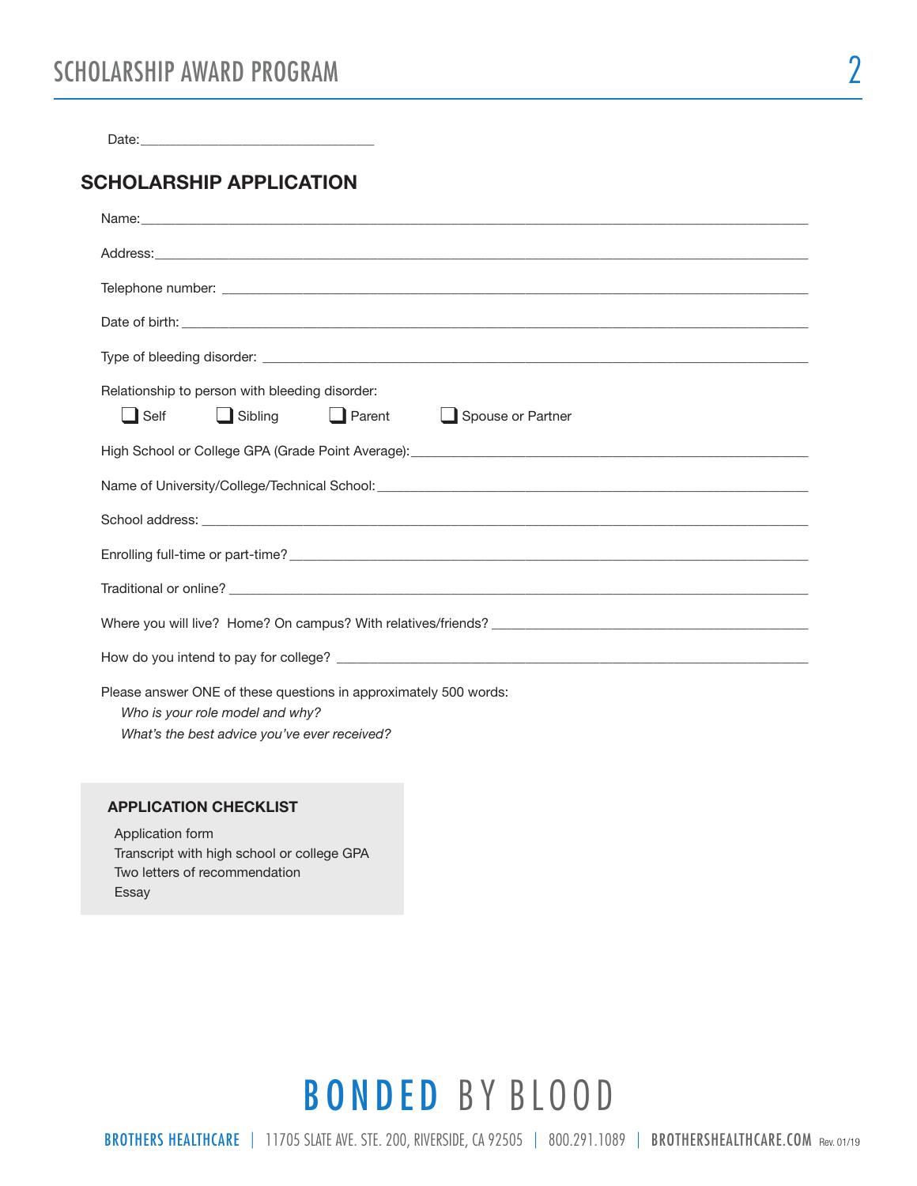Date:________________________________

## SCHOLARSHIP APPLICATION

Name:________________________________________________________________________________

Address:______________________________________________________________________________

Telephone number: _____________________________________________________________________

Date of birth: _________________________________________________________________________

Type of bleeding disorder: _______________________________________________________________

Relationship to person with bleeding disorder:

- ☐ Self
- ☐ Sibling
- ☐ Parent
- ☐ Spouse or Partner

High School or College GPA (Grade Point Average):_____________________________________________

Name of University/College/Technical School:_________________________________________________

School address: _______________________________________________________________________

Enrolling full-time or part-time?_________________________________________________________

Traditional or online? __________________________________________________________________

Where you will live? Home? On campus? With relatives/friends? __________________________________

How do you intend to pay for college? _____________________________________________________

Please answer ONE of these questions in approximately 500 words:

*Who is your role model and why?*

*What's the best advice you've ever received?*

### APPLICATION CHECKLIST

Application form
Transcript with high school or college GPA
Two letters of recommendation
Essay

BONDED BY BLOOD

BROTHERS HEALTHCARE | 11705 SLATE AVE. STE. 200, RIVERSIDE, CA 92505 | 800.291.1089 | BROTHERSHEALTHCARE.COM Rev. 01/19